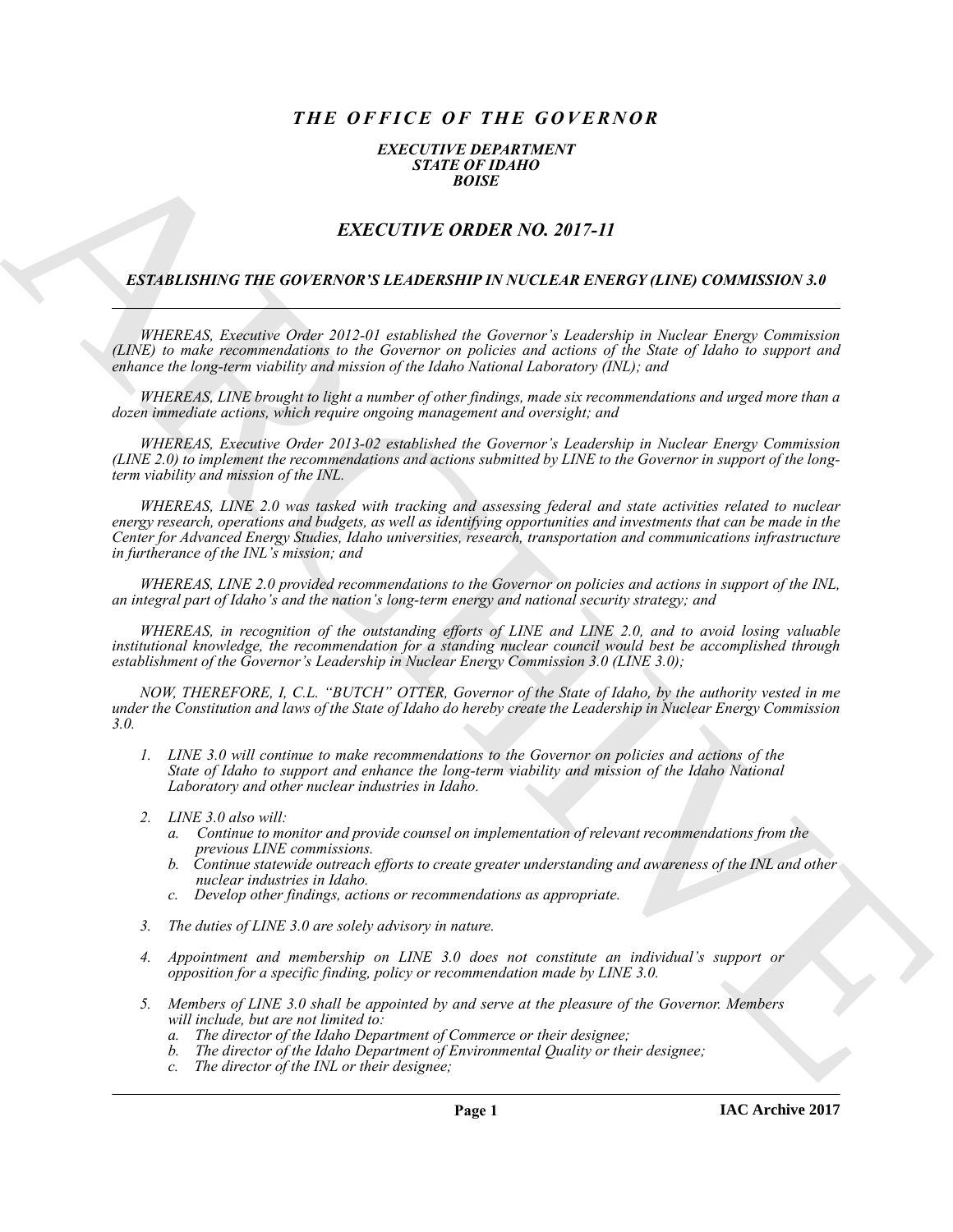# *THE OFFICE OF THE GOVERNOR*

### *EXECUTIVE DEPARTMENT*
### *STATE OF IDAHO*
### *BOISE*

## *EXECUTIVE ORDER NO. 2017-11*

### *ESTABLISHING THE GOVERNOR'S LEADERSHIP IN NUCLEAR ENERGY (LINE) COMMISSION 3.0*

---

*WHEREAS, Executive Order 2012-01 established the Governor's Leadership in Nuclear Energy Commission (LINE) to make recommendations to the Governor on policies and actions of the State of Idaho to support and enhance the long-term viability and mission of the Idaho National Laboratory (INL); and*

*WHEREAS, LINE brought to light a number of other findings, made six recommendations and urged more than a dozen immediate actions, which require ongoing management and oversight; and*

*WHEREAS, Executive Order 2013-02 established the Governor's Leadership in Nuclear Energy Commission (LINE 2.0) to implement the recommendations and actions submitted by LINE to the Governor in support of the long-term viability and mission of the INL.*

*WHEREAS, LINE 2.0 was tasked with tracking and assessing federal and state activities related to nuclear energy research, operations and budgets, as well as identifying opportunities and investments that can be made in the Center for Advanced Energy Studies, Idaho universities, research, transportation and communications infrastructure in furtherance of the INL's mission; and*

*WHEREAS, LINE 2.0 provided recommendations to the Governor on policies and actions in support of the INL, an integral part of Idaho's and the nation's long-term energy and national security strategy; and*

*WHEREAS, in recognition of the outstanding efforts of LINE and LINE 2.0, and to avoid losing valuable institutional knowledge, the recommendation for a standing nuclear council would best be accomplished through establishment of the Governor's Leadership in Nuclear Energy Commission 3.0 (LINE 3.0);*

*NOW, THEREFORE, I, C.L. "BUTCH" OTTER, Governor of the State of Idaho, by the authority vested in me under the Constitution and laws of the State of Idaho do hereby create the Leadership in Nuclear Energy Commission 3.0.*

1. *LINE 3.0 will continue to make recommendations to the Governor on policies and actions of the State of Idaho to support and enhance the long-term viability and mission of the Idaho National Laboratory and other nuclear industries in Idaho.*

2. *LINE 3.0 also will:*
   a. *Continue to monitor and provide counsel on implementation of relevant recommendations from the previous LINE commissions.*
   b. *Continue statewide outreach efforts to create greater understanding and awareness of the INL and other nuclear industries in Idaho.*
   c. *Develop other findings, actions or recommendations as appropriate.*

3. *The duties of LINE 3.0 are solely advisory in nature.*

4. *Appointment and membership on LINE 3.0 does not constitute an individual's support or opposition for a specific finding, policy or recommendation made by LINE 3.0.*

5. *Members of LINE 3.0 shall be appointed by and serve at the pleasure of the Governor. Members will include, but are not limited to:*
   a. *The director of the Idaho Department of Commerce or their designee;*
   b. *The director of the Idaho Department of Environmental Quality or their designee;*
   c. *The director of the INL or their designee;*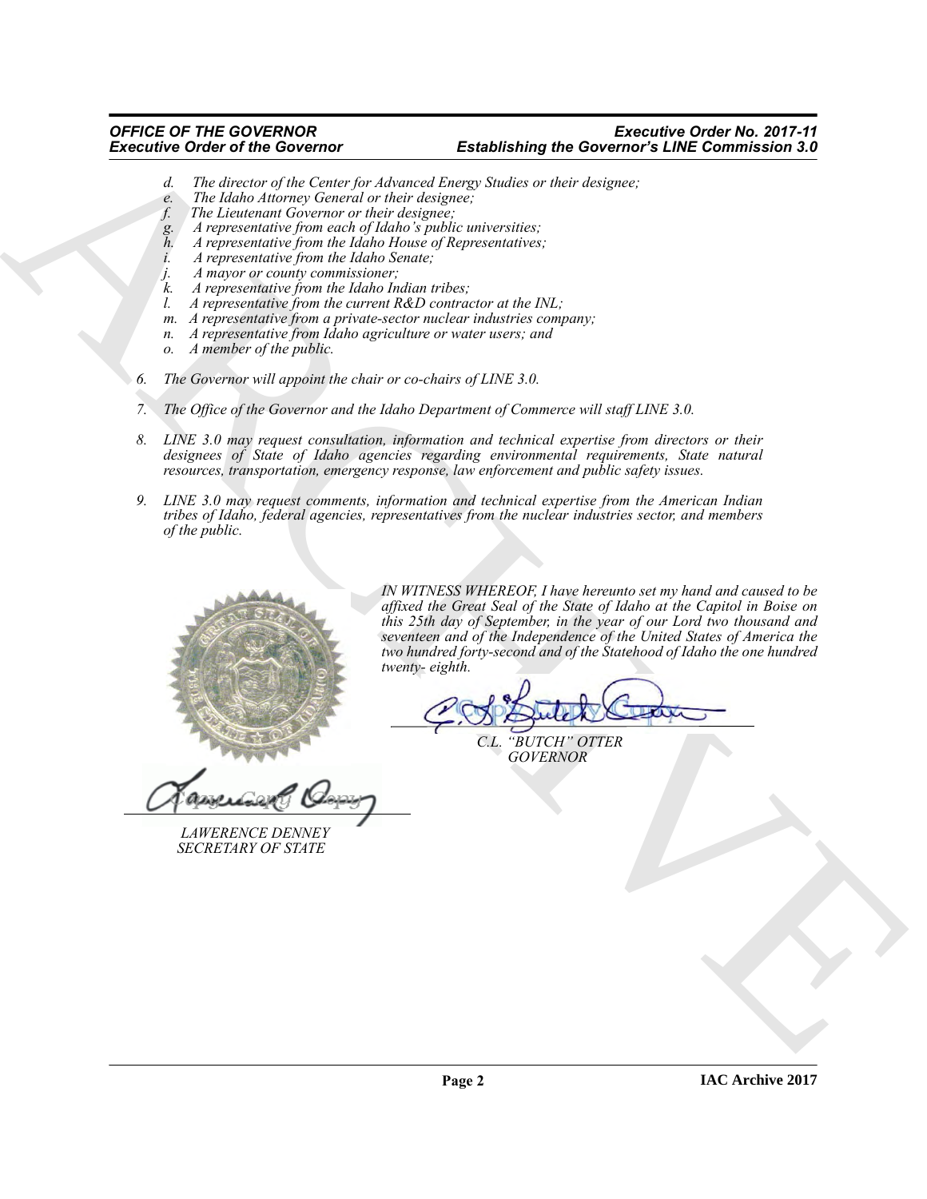*d. The director of the Center for Advanced Energy Studies or their designee;*
*e. The Idaho Attorney General or their designee;*
*f. The Lieutenant Governor or their designee;*
*g. A representative from each of Idaho's public universities;*
*h. A representative from the Idaho House of Representatives;*
*i. A representative from the Idaho Senate;*
*j. A mayor or county commissioner;*
*k. A representative from the Idaho Indian tribes;*
*l. A representative from the current R&D contractor at the INL;*
*m. A representative from a private-sector nuclear industries company;*
*n. A representative from Idaho agriculture or water users; and*
*o. A member of the public.*

*6. The Governor will appoint the chair or co-chairs of LINE 3.0.*

*7. The Office of the Governor and the Idaho Department of Commerce will staff LINE 3.0.*

*8. LINE 3.0 may request consultation, information and technical expertise from directors or their designees of State of Idaho agencies regarding environmental requirements, State natural resources, transportation, emergency response, law enforcement and public safety issues.*

*9. LINE 3.0 may request comments, information and technical expertise from the American Indian tribes of Idaho, federal agencies, representatives from the nuclear industries sector, and members of the public.*

*IN WITNESS WHEREOF, I have hereunto set my hand and caused to be affixed the Great Seal of the State of Idaho at the Capitol in Boise on this 25th day of September, in the year of our Lord two thousand and seventeen and of the Independence of the United States of America the two hundred forty-second and of the Statehood of Idaho the one hundred twenty- eighth.*

*C.L. "BUTCH" OTTER*
*GOVERNOR*

*LAWERENCE DENNEY*
*SECRETARY OF STATE*